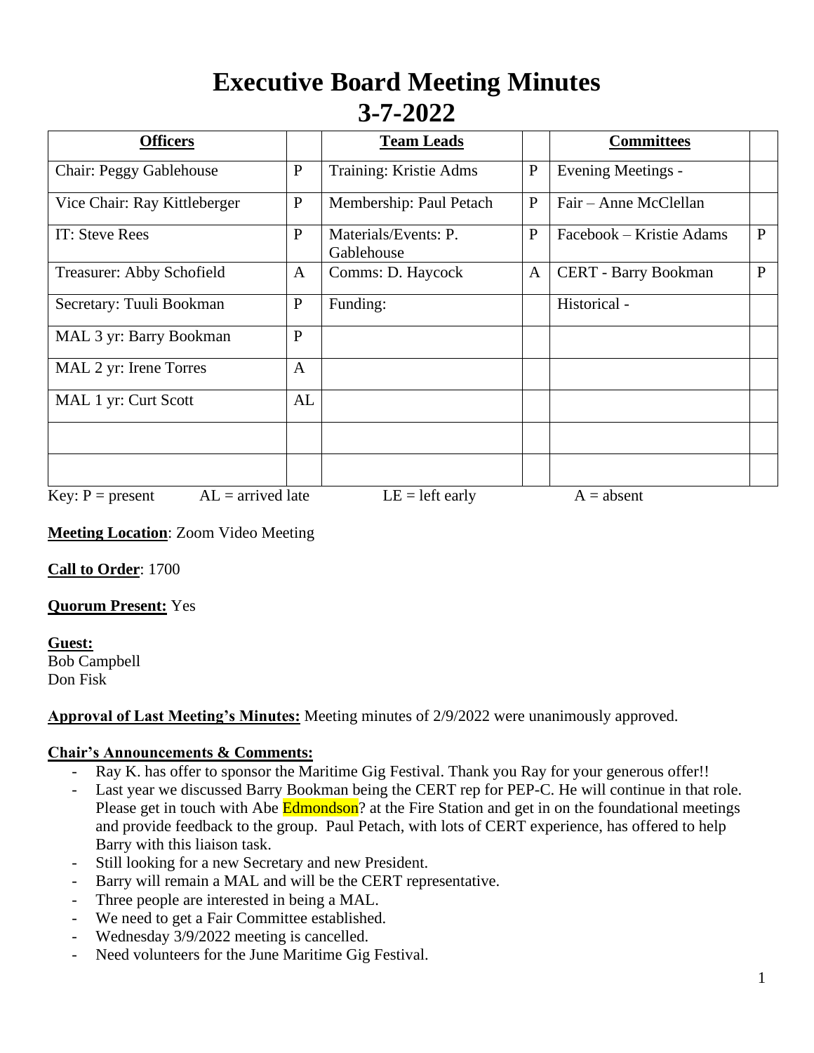# Executive Board Meeting Minutes
# 3-7-2022

| Officers | | Team Leads | | Committees | |
|---|---|---|---|---|---|
| Chair: Peggy Gablehouse | P | Training: Kristie Adms | P | Evening Meetings - | |
| Vice Chair: Ray Kittleberger | P | Membership: Paul Petach | P | Fair – Anne McClellan | |
| IT: Steve Rees | P | Materials/Events: P. Gablehouse | P | Facebook – Kristie Adams | P |
| Treasurer: Abby Schofield | A | Comms: D. Haycock | A | CERT - Barry Bookman | P |
| Secretary: Tuuli Bookman | P | Funding: | | Historical - | |
| MAL 3 yr: Barry Bookman | P | | | | |
| MAL 2 yr: Irene Torres | A | | | | |
| MAL 1 yr: Curt Scott | AL | | | | |
| | | | | | |
| | | | | | |

Key: P = present  AL = arrived late  LE = left early  A = absent

**Meeting Location**: Zoom Video Meeting

**Call to Order**: 1700

**Quorum Present:** Yes

**Guest:**
Bob Campbell
Don Fisk

**Approval of Last Meeting's Minutes:** Meeting minutes of 2/9/2022 were unanimously approved.

**Chair's Announcements & Comments:**

- Ray K. has offer to sponsor the Maritime Gig Festival. Thank you Ray for your generous offer!!
- Last year we discussed Barry Bookman being the CERT rep for PEP-C. He will continue in that role. Please get in touch with Abe Edmondson? at the Fire Station and get in on the foundational meetings and provide feedback to the group. Paul Petach, with lots of CERT experience, has offered to help Barry with this liaison task.
- Still looking for a new Secretary and new President.
- Barry will remain a MAL and will be the CERT representative.
- Three people are interested in being a MAL.
- We need to get a Fair Committee established.
- Wednesday 3/9/2022 meeting is cancelled.
- Need volunteers for the June Maritime Gig Festival.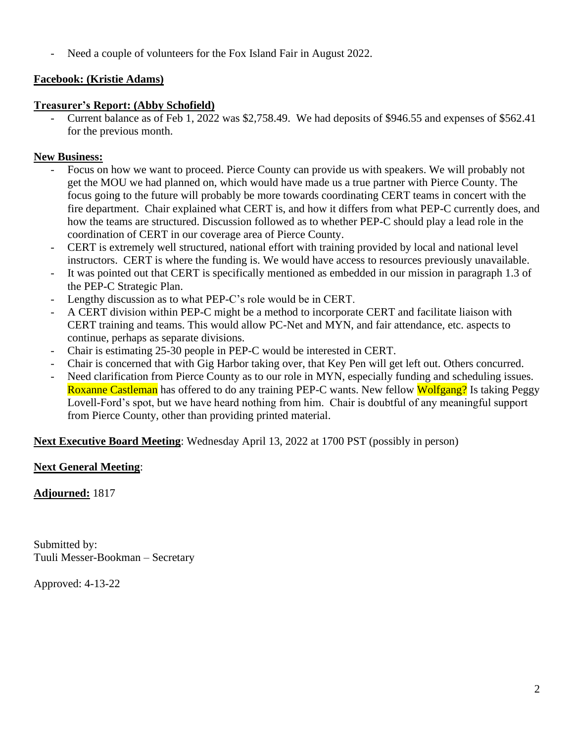- Need a couple of volunteers for the Fox Island Fair in August 2022.

**Facebook: (Kristie Adams)**

**Treasurer's Report: (Abby Schofield)**

- Current balance as of Feb 1, 2022 was $2,758.49. We had deposits of $946.55 and expenses of $562.41 for the previous month.

**New Business:**

- Focus on how we want to proceed. Pierce County can provide us with speakers. We will probably not get the MOU we had planned on, which would have made us a true partner with Pierce County. The focus going to the future will probably be more towards coordinating CERT teams in concert with the fire department. Chair explained what CERT is, and how it differs from what PEP-C currently does, and how the teams are structured. Discussion followed as to whether PEP-C should play a lead role in the coordination of CERT in our coverage area of Pierce County.
- CERT is extremely well structured, national effort with training provided by local and national level instructors. CERT is where the funding is. We would have access to resources previously unavailable.
- It was pointed out that CERT is specifically mentioned as embedded in our mission in paragraph 1.3 of the PEP-C Strategic Plan.
- Lengthy discussion as to what PEP-C's role would be in CERT.
- A CERT division within PEP-C might be a method to incorporate CERT and facilitate liaison with CERT training and teams. This would allow PC-Net and MYN, and fair attendance, etc. aspects to continue, perhaps as separate divisions.
- Chair is estimating 25-30 people in PEP-C would be interested in CERT.
- Chair is concerned that with Gig Harbor taking over, that Key Pen will get left out. Others concurred.
- Need clarification from Pierce County as to our role in MYN, especially funding and scheduling issues. Roxanne Castleman has offered to do any training PEP-C wants. New fellow Wolfgang? Is taking Peggy Lovell-Ford's spot, but we have heard nothing from him. Chair is doubtful of any meaningful support from Pierce County, other than providing printed material.

**Next Executive Board Meeting**: Wednesday April 13, 2022 at 1700 PST (possibly in person)

**Next General Meeting**:

**Adjourned:** 1817

Submitted by:
Tuuli Messer-Bookman – Secretary

Approved: 4-13-22